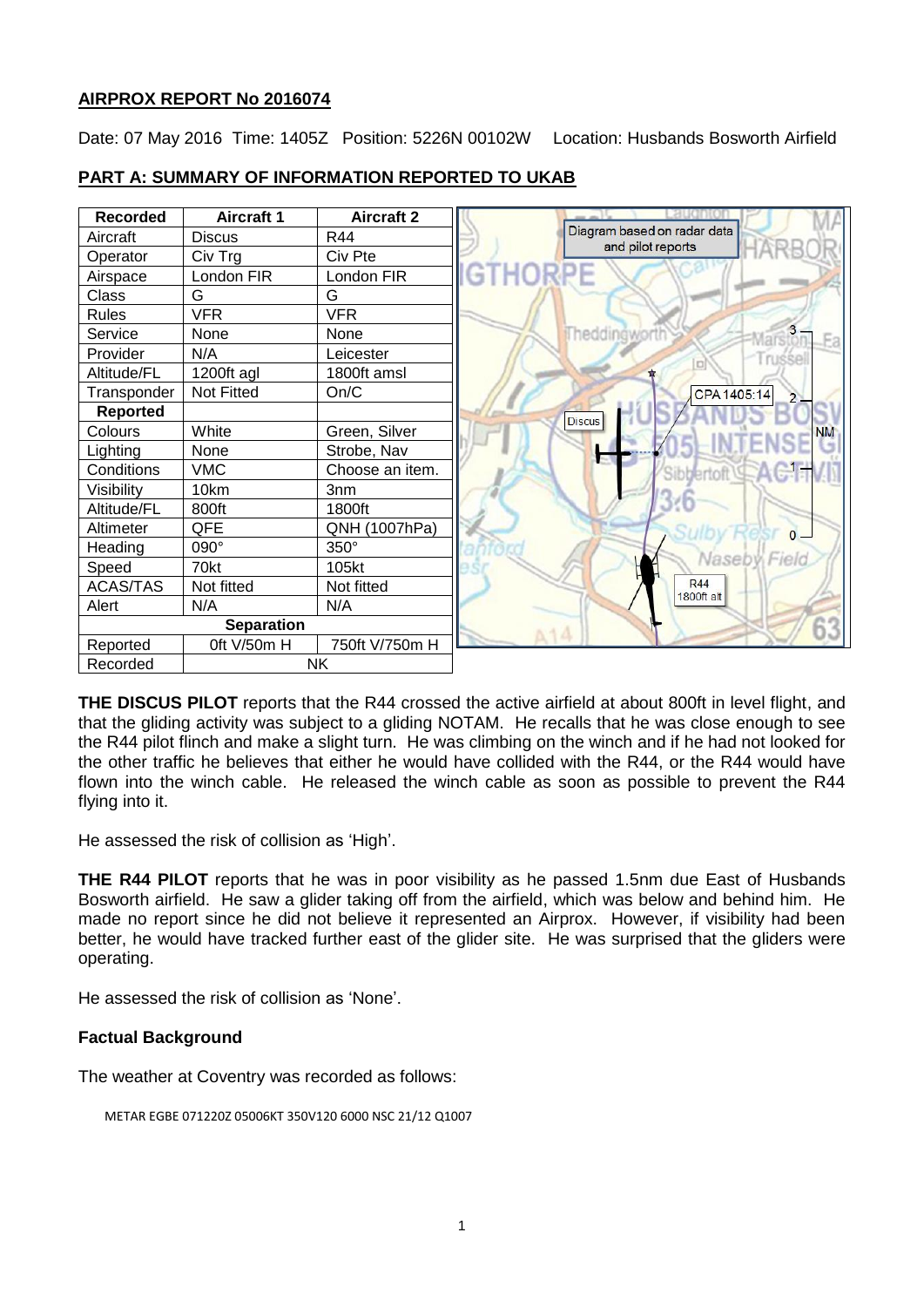## AIRPROX REPORT No 2016074

Date: 07 May 2016 Time: 1405Z Position: 5226N 00102W Location: Husbands Bosworth Airfield

## PART A: SUMMARY OF INFORMATION REPORTED TO UKAB

| Recorded | Aircraft 1 | Aircraft 2 |
|---|---|---|
| Aircraft | Discus | R44 |
| Operator | Civ Trg | Civ Pte |
| Airspace | London FIR | London FIR |
| Class | G | G |
| Rules | VFR | VFR |
| Service | None | None |
| Provider | N/A | Leicester |
| Altitude/FL | 1200ft agl | 1800ft amsl |
| Transponder | Not Fitted | On/C |
| **Reported** | | |
| Colours | White | Green, Silver |
| Lighting | None | Strobe, Nav |
| Conditions | VMC | Choose an item. |
| Visibility | 10km | 3nm |
| Altitude/FL | 800ft | 1800ft |
| Altimeter | QFE | QNH (1007hPa) |
| Heading | 090° | 350° |
| Speed | 70kt | 105kt |
| ACAS/TAS | Not fitted | Not fitted |
| Alert | N/A | N/A |
| **Separation** | | |
| Reported | 0ft V/50m H | 750ft V/750m H |
| Recorded | NK | |

Diagram based on radar data and pilot reports

**THE DISCUS PILOT** reports that the R44 crossed the active airfield at about 800ft in level flight, and that the gliding activity was subject to a gliding NOTAM. He recalls that he was close enough to see the R44 pilot flinch and make a slight turn. He was climbing on the winch and if he had not looked for the other traffic he believes that either he would have collided with the R44, or the R44 would have flown into the winch cable. He released the winch cable as soon as possible to prevent the R44 flying into it.

He assessed the risk of collision as 'High'.

**THE R44 PILOT** reports that he was in poor visibility as he passed 1.5nm due East of Husbands Bosworth airfield. He saw a glider taking off from the airfield, which was below and behind him. He made no report since he did not believe it represented an Airprox. However, if visibility had been better, he would have tracked further east of the glider site. He was surprised that the gliders were operating.

He assessed the risk of collision as 'None'.

### Factual Background

The weather at Coventry was recorded as follows:

```
METAR EGBE 071220Z 05006KT 350V120 6000 NSC 21/12 Q1007
```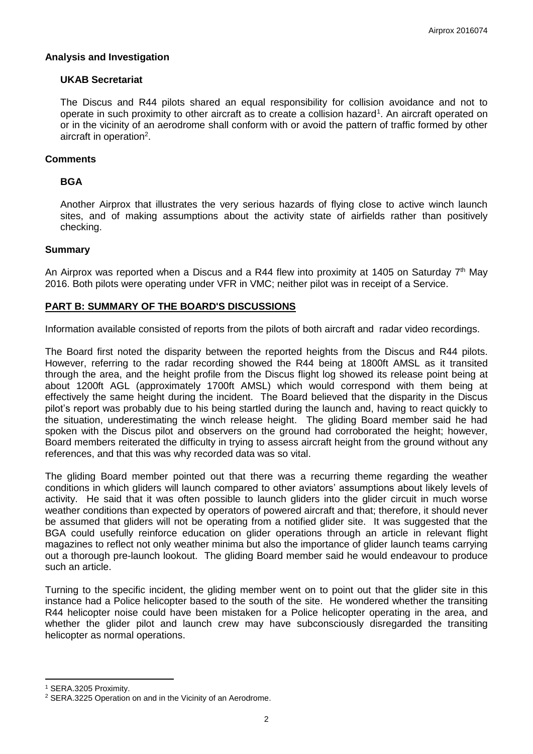## Analysis and Investigation

### UKAB Secretariat

The Discus and R44 pilots shared an equal responsibility for collision avoidance and not to operate in such proximity to other aircraft as to create a collision hazard[1]. An aircraft operated on or in the vicinity of an aerodrome shall conform with or avoid the pattern of traffic formed by other aircraft in operation[2].

## Comments

### BGA

Another Airprox that illustrates the very serious hazards of flying close to active winch launch sites, and of making assumptions about the activity state of airfields rather than positively checking.

## Summary

An Airprox was reported when a Discus and a R44 flew into proximity at 1405 on Saturday 7th May 2016. Both pilots were operating under VFR in VMC; neither pilot was in receipt of a Service.

## PART B: SUMMARY OF THE BOARD'S DISCUSSIONS

Information available consisted of reports from the pilots of both aircraft and radar video recordings.

The Board first noted the disparity between the reported heights from the Discus and R44 pilots. However, referring to the radar recording showed the R44 being at 1800ft AMSL as it transited through the area, and the height profile from the Discus flight log showed its release point being at about 1200ft AGL (approximately 1700ft AMSL) which would correspond with them being at effectively the same height during the incident. The Board believed that the disparity in the Discus pilot's report was probably due to his being startled during the launch and, having to react quickly to the situation, underestimating the winch release height. The gliding Board member said he had spoken with the Discus pilot and observers on the ground had corroborated the height; however, Board members reiterated the difficulty in trying to assess aircraft height from the ground without any references, and that this was why recorded data was so vital.

The gliding Board member pointed out that there was a recurring theme regarding the weather conditions in which gliders will launch compared to other aviators' assumptions about likely levels of activity. He said that it was often possible to launch gliders into the glider circuit in much worse weather conditions than expected by operators of powered aircraft and that; therefore, it should never be assumed that gliders will not be operating from a notified glider site. It was suggested that the BGA could usefully reinforce education on glider operations through an article in relevant flight magazines to reflect not only weather minima but also the importance of glider launch teams carrying out a thorough pre-launch lookout. The gliding Board member said he would endeavour to produce such an article.

Turning to the specific incident, the gliding member went on to point out that the glider site in this instance had a Police helicopter based to the south of the site. He wondered whether the transiting R44 helicopter noise could have been mistaken for a Police helicopter operating in the area, and whether the glider pilot and launch crew may have subconsciously disregarded the transiting helicopter as normal operations.

---

[1] SERA.3205 Proximity.

[2] SERA.3225 Operation on and in the Vicinity of an Aerodrome.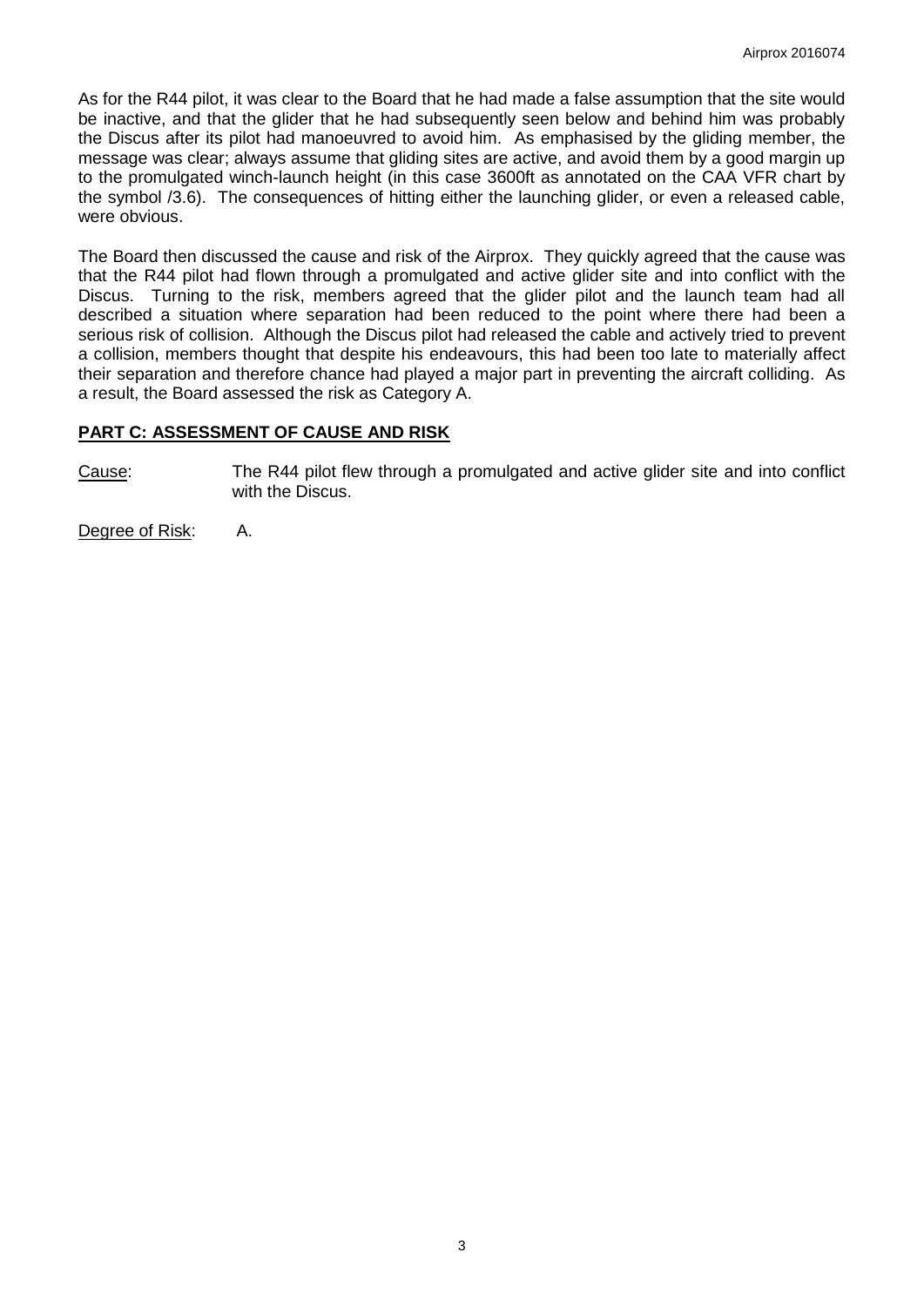As for the R44 pilot, it was clear to the Board that he had made a false assumption that the site would be inactive, and that the glider that he had subsequently seen below and behind him was probably the Discus after its pilot had manoeuvred to avoid him. As emphasised by the gliding member, the message was clear; always assume that gliding sites are active, and avoid them by a good margin up to the promulgated winch-launch height (in this case 3600ft as annotated on the CAA VFR chart by the symbol /3.6). The consequences of hitting either the launching glider, or even a released cable, were obvious.

The Board then discussed the cause and risk of the Airprox. They quickly agreed that the cause was that the R44 pilot had flown through a promulgated and active glider site and into conflict with the Discus. Turning to the risk, members agreed that the glider pilot and the launch team had all described a situation where separation had been reduced to the point where there had been a serious risk of collision. Although the Discus pilot had released the cable and actively tried to prevent a collision, members thought that despite his endeavours, this had been too late to materially affect their separation and therefore chance had played a major part in preventing the aircraft colliding. As a result, the Board assessed the risk as Category A.

## PART C: ASSESSMENT OF CAUSE AND RISK

Cause: The R44 pilot flew through a promulgated and active glider site and into conflict with the Discus.

Degree of Risk: A.